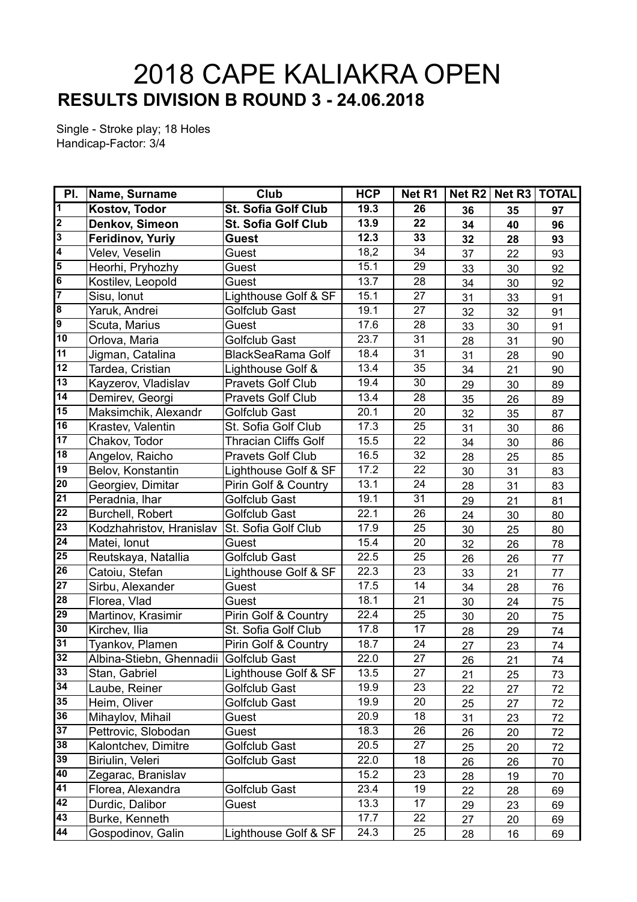# 2018 CAPE KALIAKRA OPEN

## RESULTS DIVISION B ROUND 3 - 24.06.2018

Single - Stroke play; 18 Holes
Handicap-Factor: 3/4

| Pl. | Name, Surname | Club | HCP | Net R1 | Net R2 | Net R3 | TOTAL |
|---|---|---|---|---|---|---|---|
| **1** | **Kostov, Todor** | **St. Sofia Golf Club** | **19.3** | **26** | **36** | **35** | **97** |
| **2** | **Denkov, Simeon** | **St. Sofia Golf Club** | **13.9** | **22** | **34** | **40** | **96** |
| **3** | **Feridinov, Yuriy** | **Guest** | **12.3** | **33** | **32** | **28** | **93** |
| 4 | Velev, Veselin | Guest | 18,2 | 34 | 37 | 22 | 93 |
| 5 | Heorhi, Pryhozhy | Guest | 15.1 | 29 | 33 | 30 | 92 |
| 6 | Kostilev, Leopold | Guest | 13.7 | 28 | 34 | 30 | 92 |
| 7 | Sisu, Ionut | Lighthouse Golf & SF | 15.1 | 27 | 31 | 33 | 91 |
| 8 | Yaruk, Andrei | Golfclub Gast | 19.1 | 27 | 32 | 32 | 91 |
| 9 | Scuta, Marius | Guest | 17.6 | 28 | 33 | 30 | 91 |
| 10 | Orlova, Maria | Golfclub Gast | 23.7 | 31 | 28 | 31 | 90 |
| 11 | Jigman, Catalina | BlackSeaRama Golf | 18.4 | 31 | 31 | 28 | 90 |
| 12 | Tardea, Cristian | Lighthouse Golf & | 13.4 | 35 | 34 | 21 | 90 |
| 13 | Kayzerov, Vladislav | Pravets Golf Club | 19.4 | 30 | 29 | 30 | 89 |
| 14 | Demirev, Georgi | Pravets Golf Club | 13.4 | 28 | 35 | 26 | 89 |
| 15 | Maksimchik, Alexandr | Golfclub Gast | 20.1 | 20 | 32 | 35 | 87 |
| 16 | Krastev, Valentin | St. Sofia Golf Club | 17.3 | 25 | 31 | 30 | 86 |
| 17 | Chakov, Todor | Thracian Cliffs Golf | 15.5 | 22 | 34 | 30 | 86 |
| 18 | Angelov, Raicho | Pravets Golf Club | 16.5 | 32 | 28 | 25 | 85 |
| 19 | Belov, Konstantin | Lighthouse Golf & SF | 17.2 | 22 | 30 | 31 | 83 |
| 20 | Georgiev, Dimitar | Pirin Golf & Country | 13.1 | 24 | 28 | 31 | 83 |
| 21 | Peradnia, Ihar | Golfclub Gast | 19.1 | 31 | 29 | 21 | 81 |
| 22 | Burchell, Robert | Golfclub Gast | 22.1 | 26 | 24 | 30 | 80 |
| 23 | Kodzhahristov, Hranislav | St. Sofia Golf Club | 17.9 | 25 | 30 | 25 | 80 |
| 24 | Matei, Ionut | Guest | 15.4 | 20 | 32 | 26 | 78 |
| 25 | Reutskaya, Natallia | Golfclub Gast | 22.5 | 25 | 26 | 26 | 77 |
| 26 | Catoiu, Stefan | Lighthouse Golf & SF | 22.3 | 23 | 33 | 21 | 77 |
| 27 | Sirbu, Alexander | Guest | 17.5 | 14 | 34 | 28 | 76 |
| 28 | Florea, Vlad | Guest | 18.1 | 21 | 30 | 24 | 75 |
| 29 | Martinov, Krasimir | Pirin Golf & Country | 22.4 | 25 | 30 | 20 | 75 |
| 30 | Kirchev, Ilia | St. Sofia Golf Club | 17.8 | 17 | 28 | 29 | 74 |
| 31 | Tyankov, Plamen | Pirin Golf & Country | 18.7 | 24 | 27 | 23 | 74 |
| 32 | Albina-Stiebn, Ghennadii | Golfclub Gast | 22.0 | 27 | 26 | 21 | 74 |
| 33 | Stan, Gabriel | Lighthouse Golf & SF | 13.5 | 27 | 21 | 25 | 73 |
| 34 | Laube, Reiner | Golfclub Gast | 19.9 | 23 | 22 | 27 | 72 |
| 35 | Heim, Oliver | Golfclub Gast | 19.9 | 20 | 25 | 27 | 72 |
| 36 | Mihaylov, Mihail | Guest | 20.9 | 18 | 31 | 23 | 72 |
| 37 | Pettrovic, Slobodan | Guest | 18.3 | 26 | 26 | 20 | 72 |
| 38 | Kalontchev, Dimitre | Golfclub Gast | 20.5 | 27 | 25 | 20 | 72 |
| 39 | Biriulin, Veleri | Golfclub Gast | 22.0 | 18 | 26 | 26 | 70 |
| 40 | Zegarac, Branislav | | 15.2 | 23 | 28 | 19 | 70 |
| 41 | Florea, Alexandra | Golfclub Gast | 23.4 | 19 | 22 | 28 | 69 |
| 42 | Durdic, Dalibor | Guest | 13.3 | 17 | 29 | 23 | 69 |
| 43 | Burke, Kenneth | | 17.7 | 22 | 27 | 20 | 69 |
| 44 | Gospodinov, Galin | Lighthouse Golf & SF | 24.3 | 25 | 28 | 16 | 69 |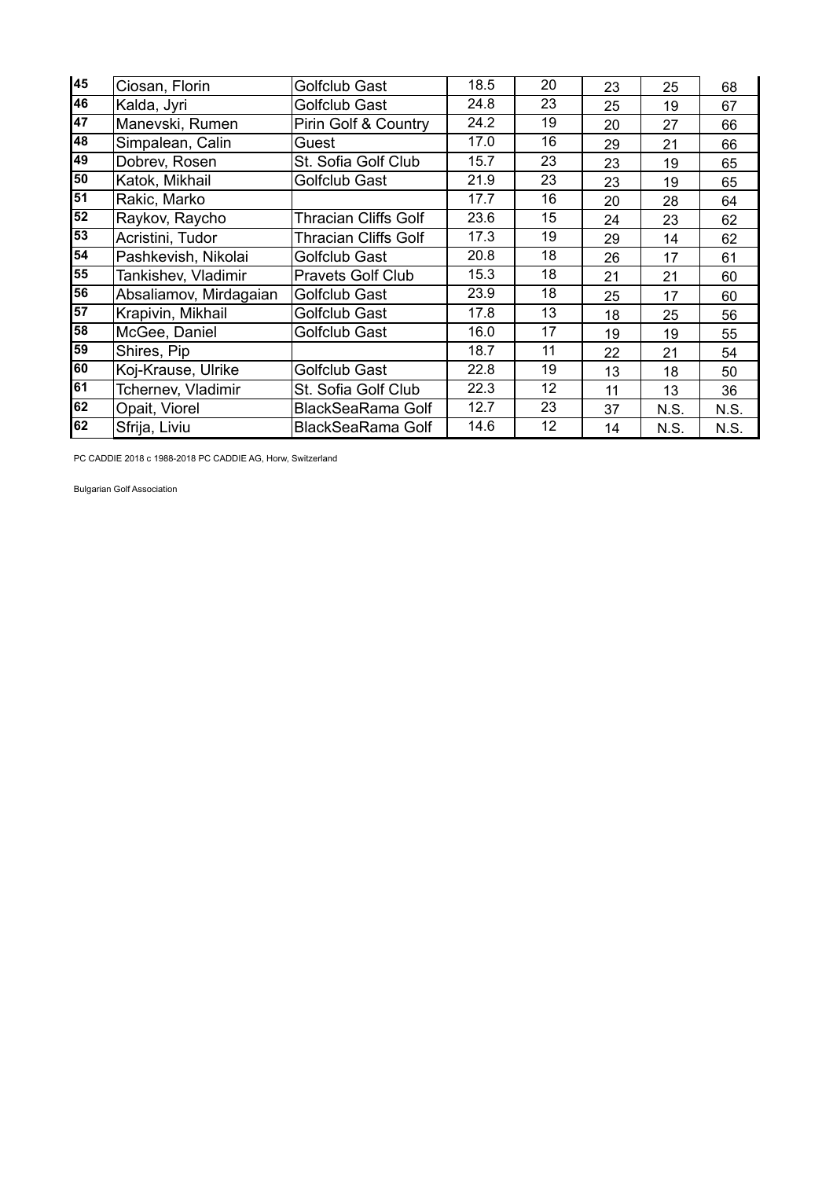| | | | | | | | |
|---|---|---|---|---|---|---|---|
| 45 | Ciosan, Florin | Golfclub Gast | 18.5 | 20 | 23 | 25 | 68 |
| 46 | Kalda, Jyri | Golfclub Gast | 24.8 | 23 | 25 | 19 | 67 |
| 47 | Manevski, Rumen | Pirin Golf & Country | 24.2 | 19 | 20 | 27 | 66 |
| 48 | Simpalean, Calin | Guest | 17.0 | 16 | 29 | 21 | 66 |
| 49 | Dobrev, Rosen | St. Sofia Golf Club | 15.7 | 23 | 23 | 19 | 65 |
| 50 | Katok, Mikhail | Golfclub Gast | 21.9 | 23 | 23 | 19 | 65 |
| 51 | Rakic, Marko | | 17.7 | 16 | 20 | 28 | 64 |
| 52 | Raykov, Raycho | Thracian Cliffs Golf | 23.6 | 15 | 24 | 23 | 62 |
| 53 | Acristini, Tudor | Thracian Cliffs Golf | 17.3 | 19 | 29 | 14 | 62 |
| 54 | Pashkevish, Nikolai | Golfclub Gast | 20.8 | 18 | 26 | 17 | 61 |
| 55 | Tankishev, Vladimir | Pravets Golf Club | 15.3 | 18 | 21 | 21 | 60 |
| 56 | Absaliamov, Mirdagaian | Golfclub Gast | 23.9 | 18 | 25 | 17 | 60 |
| 57 | Krapivin, Mikhail | Golfclub Gast | 17.8 | 13 | 18 | 25 | 56 |
| 58 | McGee, Daniel | Golfclub Gast | 16.0 | 17 | 19 | 19 | 55 |
| 59 | Shires, Pip | | 18.7 | 11 | 22 | 21 | 54 |
| 60 | Koj-Krause, Ulrike | Golfclub Gast | 22.8 | 19 | 13 | 18 | 50 |
| 61 | Tchernev, Vladimir | St. Sofia Golf Club | 22.3 | 12 | 11 | 13 | 36 |
| 62 | Opait, Viorel | BlackSeaRama Golf | 12.7 | 23 | 37 | N.S. | N.S. |
| 62 | Sfrija, Liviu | BlackSeaRama Golf | 14.6 | 12 | 14 | N.S. | N.S. |

PC CADDIE 2018 c 1988-2018 PC CADDIE AG, Horw, Switzerland

Bulgarian Golf Association